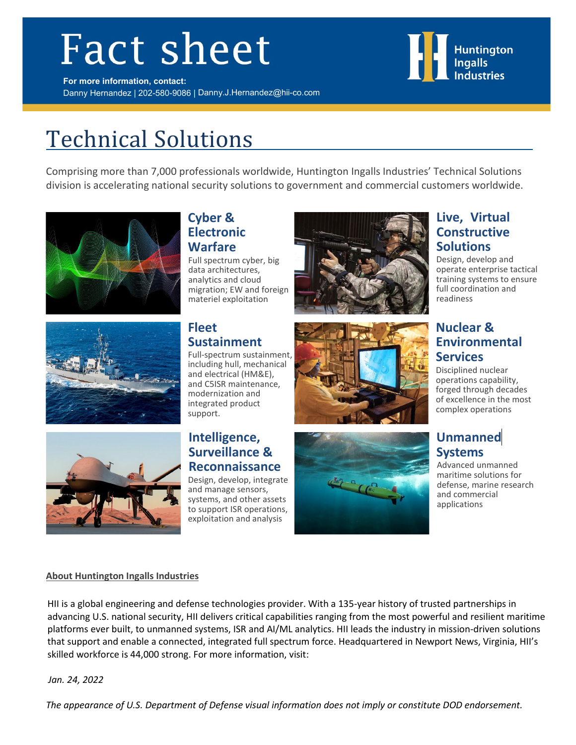# Fact sheet

**For more information, contact:**
Danny Hernandez | 202-580-9086 | Danny.J.Hernandez@hii-co.com

Huntington Ingalls Industries

## Technical Solutions

Comprising more than 7,000 professionals worldwide, Huntington Ingalls Industries' Technical Solutions division is accelerating national security solutions to government and commercial customers worldwide.

### Cyber & Electronic Warfare

Full spectrum cyber, big data architectures, analytics and cloud migration; EW and foreign materiel exploitation

### Live, Virtual Constructive Solutions

Design, develop and operate enterprise tactical training systems to ensure full coordination and readiness

### Fleet Sustainment

Full-spectrum sustainment, including hull, mechanical and electrical (HM&E), and C5ISR maintenance, modernization and integrated product support.

### Nuclear & Environmental Services

Disciplined nuclear operations capability, forged through decades of excellence in the most complex operations

### Intelligence, Surveillance & Reconnaissance

Design, develop, integrate and manage sensors, systems, and other assets to support ISR operations, exploitation and analysis

### Unmanned Systems

Advanced unmanned maritime solutions for defense, marine research and commercial applications

**About Huntington Ingalls Industries**

HII is a global engineering and defense technologies provider. With a 135-year history of trusted partnerships in advancing U.S. national security, HII delivers critical capabilities ranging from the most powerful and resilient maritime platforms ever built, to unmanned systems, ISR and AI/ML analytics. HII leads the industry in mission-driven solutions that support and enable a connected, integrated full spectrum force. Headquartered in Newport News, Virginia, HII's skilled workforce is 44,000 strong. For more information, visit:

*Jan. 24, 2022*

*The appearance of U.S. Department of Defense visual information does not imply or constitute DOD endorsement.*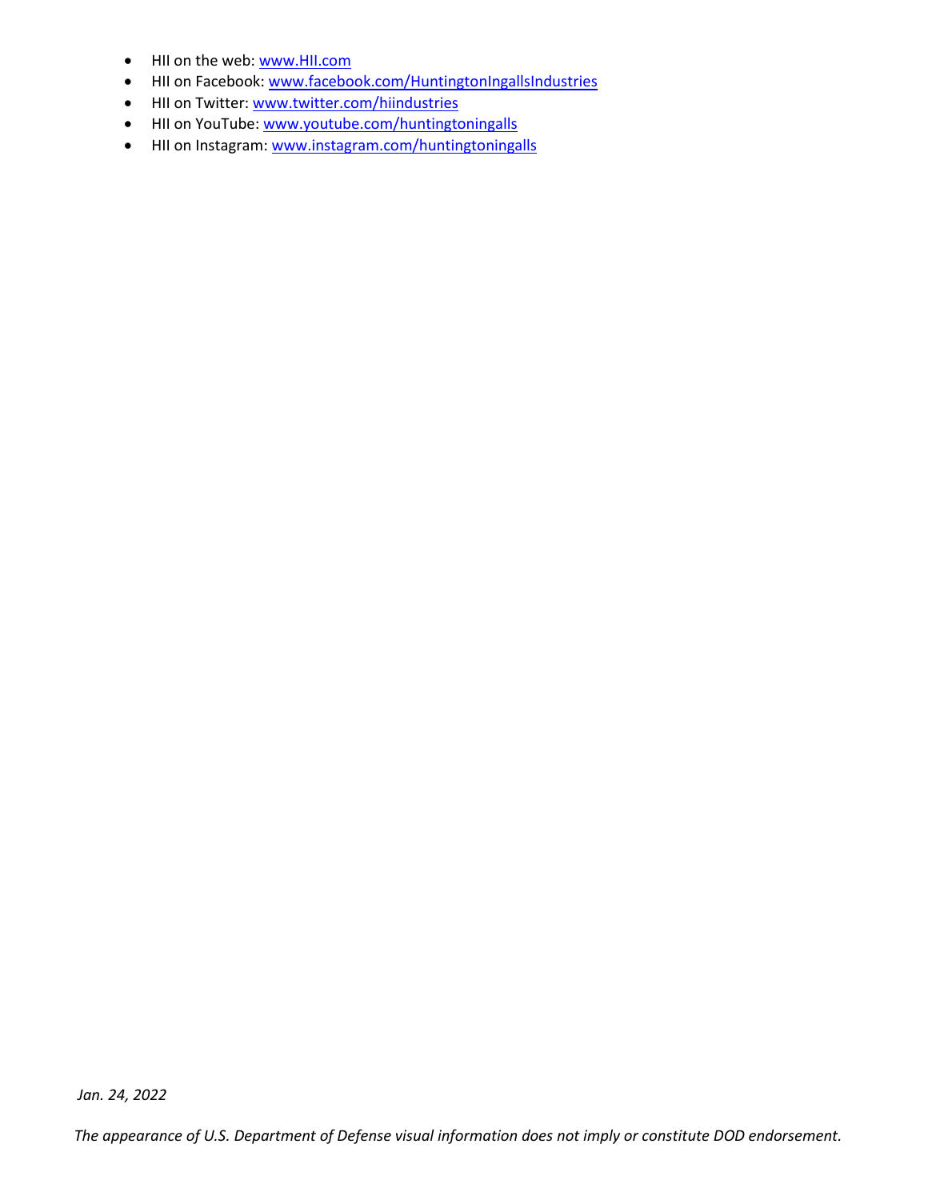- HII on the web: [www.HII.com](http://www.HII.com)
- HII on Facebook: [www.facebook.com/HuntingtonIngallsIndustries](http://www.facebook.com/HuntingtonIngallsIndustries)
- HII on Twitter: [www.twitter.com/hiindustries](http://www.twitter.com/hiindustries)
- HII on YouTube: [www.youtube.com/huntingtoningalls](http://www.youtube.com/huntingtoningalls)
- HII on Instagram: [www.instagram.com/huntingtoningalls](http://www.instagram.com/huntingtoningalls)

*Jan. 24, 2022*

*The appearance of U.S. Department of Defense visual information does not imply or constitute DOD endorsement.*